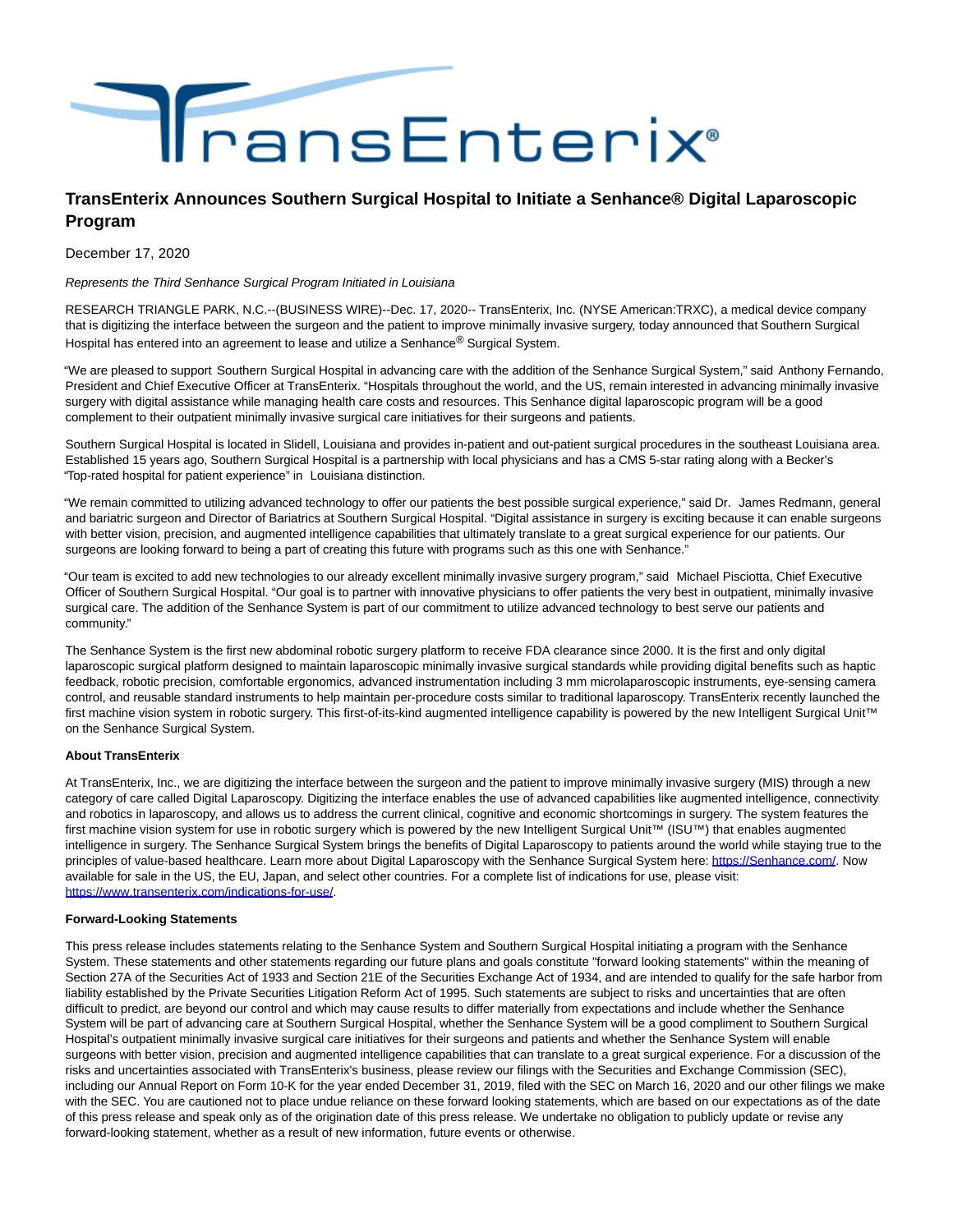# TransEnterix Announces Southern Surgical Hospital to Initiate a Senhance® Digital Laparoscopic Program

December 17, 2020

*Represents the Third Senhance Surgical Program Initiated in Louisiana*

RESEARCH TRIANGLE PARK, N.C.--(BUSINESS WIRE)--Dec. 17, 2020-- TransEnterix, Inc. (NYSE American:TRXC), a medical device company that is digitizing the interface between the surgeon and the patient to improve minimally invasive surgery, today announced that Southern Surgical Hospital has entered into an agreement to lease and utilize a Senhance® Surgical System.

"We are pleased to support Southern Surgical Hospital in advancing care with the addition of the Senhance Surgical System," said Anthony Fernando, President and Chief Executive Officer at TransEnterix. "Hospitals throughout the world, and the US, remain interested in advancing minimally invasive surgery with digital assistance while managing health care costs and resources. This Senhance digital laparoscopic program will be a good complement to their outpatient minimally invasive surgical care initiatives for their surgeons and patients.

Southern Surgical Hospital is located in Slidell, Louisiana and provides in-patient and out-patient surgical procedures in the southeast Louisiana area. Established 15 years ago, Southern Surgical Hospital is a partnership with local physicians and has a CMS 5-star rating along with a Becker's "Top-rated hospital for patient experience" in Louisiana distinction.

"We remain committed to utilizing advanced technology to offer our patients the best possible surgical experience," said Dr. James Redmann, general and bariatric surgeon and Director of Bariatrics at Southern Surgical Hospital. "Digital assistance in surgery is exciting because it can enable surgeons with better vision, precision, and augmented intelligence capabilities that ultimately translate to a great surgical experience for our patients. Our surgeons are looking forward to being a part of creating this future with programs such as this one with Senhance."

"Our team is excited to add new technologies to our already excellent minimally invasive surgery program," said Michael Pisciotta, Chief Executive Officer of Southern Surgical Hospital. "Our goal is to partner with innovative physicians to offer patients the very best in outpatient, minimally invasive surgical care. The addition of the Senhance System is part of our commitment to utilize advanced technology to best serve our patients and community."

The Senhance System is the first new abdominal robotic surgery platform to receive FDA clearance since 2000. It is the first and only digital laparoscopic surgical platform designed to maintain laparoscopic minimally invasive surgical standards while providing digital benefits such as haptic feedback, robotic precision, comfortable ergonomics, advanced instrumentation including 3 mm microlaparoscopic instruments, eye-sensing camera control, and reusable standard instruments to help maintain per-procedure costs similar to traditional laparoscopy. TransEnterix recently launched the first machine vision system in robotic surgery. This first-of-its-kind augmented intelligence capability is powered by the new Intelligent Surgical Unit™ on the Senhance Surgical System.

**About TransEnterix**

At TransEnterix, Inc., we are digitizing the interface between the surgeon and the patient to improve minimally invasive surgery (MIS) through a new category of care called Digital Laparoscopy. Digitizing the interface enables the use of advanced capabilities like augmented intelligence, connectivity and robotics in laparoscopy, and allows us to address the current clinical, cognitive and economic shortcomings in surgery. The system features the first machine vision system for use in robotic surgery which is powered by the new Intelligent Surgical Unit™ (ISU™) that enables augmented intelligence in surgery. The Senhance Surgical System brings the benefits of Digital Laparoscopy to patients around the world while staying true to the principles of value-based healthcare. Learn more about Digital Laparoscopy with the Senhance Surgical System here: https://Senhance.com/. Now available for sale in the US, the EU, Japan, and select other countries. For a complete list of indications for use, please visit: https://www.transenterix.com/indications-for-use/.

**Forward-Looking Statements**

This press release includes statements relating to the Senhance System and Southern Surgical Hospital initiating a program with the Senhance System. These statements and other statements regarding our future plans and goals constitute "forward looking statements" within the meaning of Section 27A of the Securities Act of 1933 and Section 21E of the Securities Exchange Act of 1934, and are intended to qualify for the safe harbor from liability established by the Private Securities Litigation Reform Act of 1995. Such statements are subject to risks and uncertainties that are often difficult to predict, are beyond our control and which may cause results to differ materially from expectations and include whether the Senhance System will be part of advancing care at Southern Surgical Hospital, whether the Senhance System will be a good compliment to Southern Surgical Hospital's outpatient minimally invasive surgical care initiatives for their surgeons and patients and whether the Senhance System will enable surgeons with better vision, precision and augmented intelligence capabilities that can translate to a great surgical experience. For a discussion of the risks and uncertainties associated with TransEnterix's business, please review our filings with the Securities and Exchange Commission (SEC), including our Annual Report on Form 10-K for the year ended December 31, 2019, filed with the SEC on March 16, 2020 and our other filings we make with the SEC. You are cautioned not to place undue reliance on these forward looking statements, which are based on our expectations as of the date of this press release and speak only as of the origination date of this press release. We undertake no obligation to publicly update or revise any forward-looking statement, whether as a result of new information, future events or otherwise.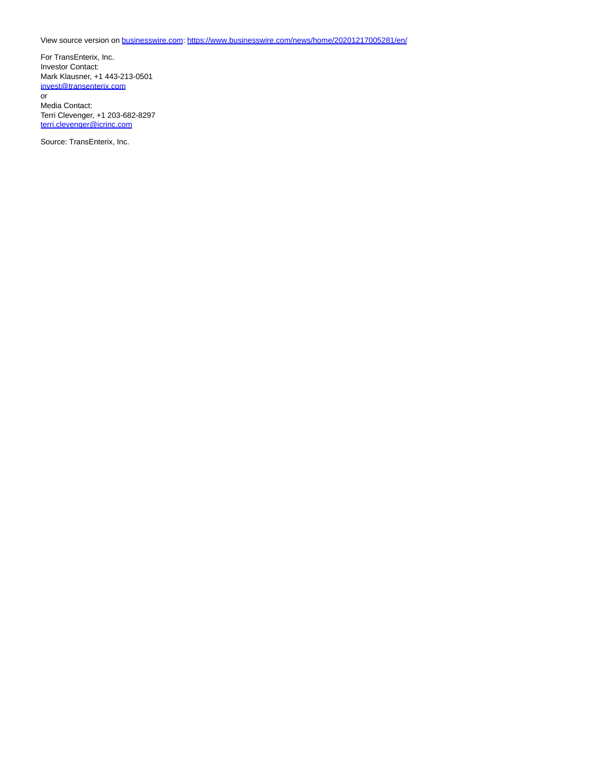View source version on businesswire.com: https://www.businesswire.com/news/home/20201217005281/en/

For TransEnterix, Inc.
Investor Contact:
Mark Klausner, +1 443-213-0501
invest@transenterix.com
or
Media Contact:
Terri Clevenger, +1 203-682-8297
terri.clevenger@icrinc.com

Source: TransEnterix, Inc.